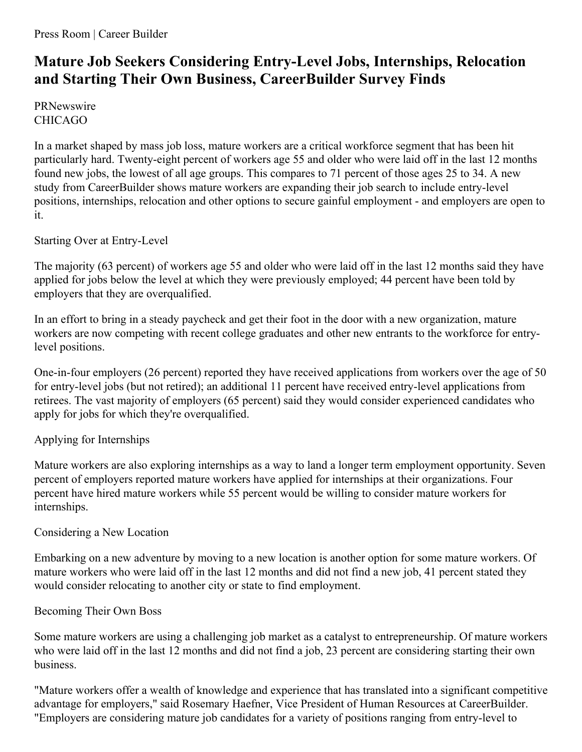Press Room | Career Builder

# Mature Job Seekers Considering Entry-Level Jobs, Internships, Relocation and Starting Their Own Business, CareerBuilder Survey Finds

PRNewswire
CHICAGO

In a market shaped by mass job loss, mature workers are a critical workforce segment that has been hit particularly hard. Twenty-eight percent of workers age 55 and older who were laid off in the last 12 months found new jobs, the lowest of all age groups. This compares to 71 percent of those ages 25 to 34. A new study from CareerBuilder shows mature workers are expanding their job search to include entry-level positions, internships, relocation and other options to secure gainful employment - and employers are open to it.

## Starting Over at Entry-Level

The majority (63 percent) of workers age 55 and older who were laid off in the last 12 months said they have applied for jobs below the level at which they were previously employed; 44 percent have been told by employers that they are overqualified.

In an effort to bring in a steady paycheck and get their foot in the door with a new organization, mature workers are now competing with recent college graduates and other new entrants to the workforce for entry-level positions.

One-in-four employers (26 percent) reported they have received applications from workers over the age of 50 for entry-level jobs (but not retired); an additional 11 percent have received entry-level applications from retirees. The vast majority of employers (65 percent) said they would consider experienced candidates who apply for jobs for which they're overqualified.

## Applying for Internships

Mature workers are also exploring internships as a way to land a longer term employment opportunity. Seven percent of employers reported mature workers have applied for internships at their organizations. Four percent have hired mature workers while 55 percent would be willing to consider mature workers for internships.

## Considering a New Location

Embarking on a new adventure by moving to a new location is another option for some mature workers. Of mature workers who were laid off in the last 12 months and did not find a new job, 41 percent stated they would consider relocating to another city or state to find employment.

## Becoming Their Own Boss

Some mature workers are using a challenging job market as a catalyst to entrepreneurship. Of mature workers who were laid off in the last 12 months and did not find a job, 23 percent are considering starting their own business.

"Mature workers offer a wealth of knowledge and experience that has translated into a significant competitive advantage for employers," said Rosemary Haefner, Vice President of Human Resources at CareerBuilder. "Employers are considering mature job candidates for a variety of positions ranging from entry-level to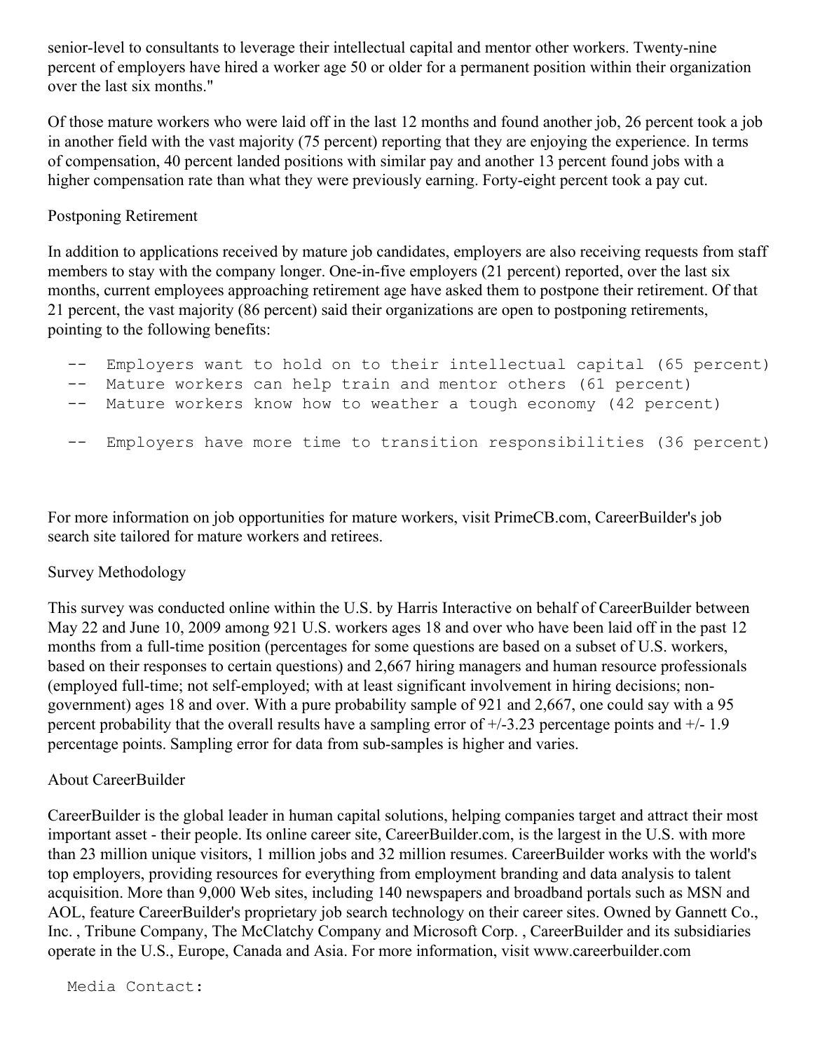senior-level to consultants to leverage their intellectual capital and mentor other workers. Twenty-nine percent of employers have hired a worker age 50 or older for a permanent position within their organization over the last six months."

Of those mature workers who were laid off in the last 12 months and found another job, 26 percent took a job in another field with the vast majority (75 percent) reporting that they are enjoying the experience. In terms of compensation, 40 percent landed positions with similar pay and another 13 percent found jobs with a higher compensation rate than what they were previously earning. Forty-eight percent took a pay cut.

## Postponing Retirement

In addition to applications received by mature job candidates, employers are also receiving requests from staff members to stay with the company longer. One-in-five employers (21 percent) reported, over the last six months, current employees approaching retirement age have asked them to postpone their retirement. Of that 21 percent, the vast majority (86 percent) said their organizations are open to postponing retirements, pointing to the following benefits:

```
--  Employers want to hold on to their intellectual capital (65 percent)
--  Mature workers can help train and mentor others (61 percent)
--  Mature workers know how to weather a tough economy (42 percent)

--  Employers have more time to transition responsibilities (36 percent)
```

For more information on job opportunities for mature workers, visit PrimeCB.com, CareerBuilder's job search site tailored for mature workers and retirees.

## Survey Methodology

This survey was conducted online within the U.S. by Harris Interactive on behalf of CareerBuilder between May 22 and June 10, 2009 among 921 U.S. workers ages 18 and over who have been laid off in the past 12 months from a full-time position (percentages for some questions are based on a subset of U.S. workers, based on their responses to certain questions) and 2,667 hiring managers and human resource professionals (employed full-time; not self-employed; with at least significant involvement in hiring decisions; non-government) ages 18 and over. With a pure probability sample of 921 and 2,667, one could say with a 95 percent probability that the overall results have a sampling error of +/-3.23 percentage points and +/- 1.9 percentage points. Sampling error for data from sub-samples is higher and varies.

## About CareerBuilder

CareerBuilder is the global leader in human capital solutions, helping companies target and attract their most important asset - their people. Its online career site, CareerBuilder.com, is the largest in the U.S. with more than 23 million unique visitors, 1 million jobs and 32 million resumes. CareerBuilder works with the world's top employers, providing resources for everything from employment branding and data analysis to talent acquisition. More than 9,000 Web sites, including 140 newspapers and broadband portals such as MSN and AOL, feature CareerBuilder's proprietary job search technology on their career sites. Owned by Gannett Co., Inc. , Tribune Company, The McClatchy Company and Microsoft Corp. , CareerBuilder and its subsidiaries operate in the U.S., Europe, Canada and Asia. For more information, visit www.careerbuilder.com

```
Media Contact:
```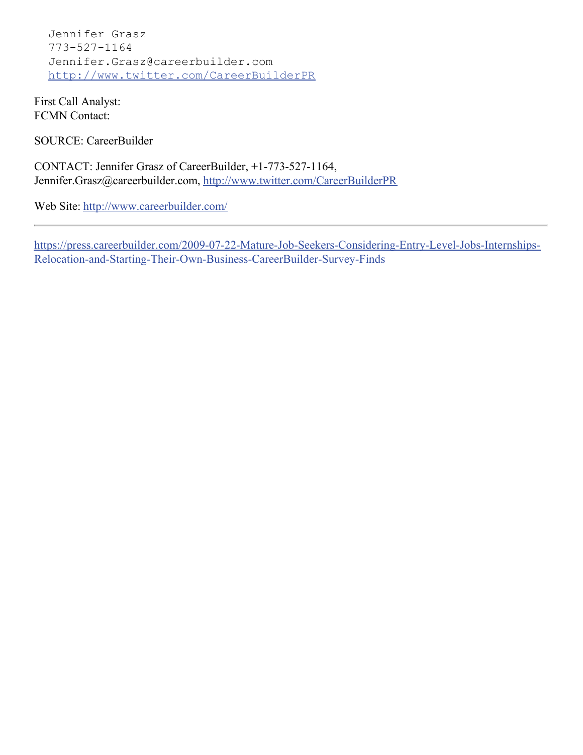```
Jennifer Grasz
773-527-1164
Jennifer.Grasz@careerbuilder.com
http://www.twitter.com/CareerBuilderPR
```

First Call Analyst:
FCMN Contact:

SOURCE: CareerBuilder

CONTACT: Jennifer Grasz of CareerBuilder, +1-773-527-1164, Jennifer.Grasz@careerbuilder.com, http://www.twitter.com/CareerBuilderPR

Web Site: http://www.careerbuilder.com/

---

https://press.careerbuilder.com/2009-07-22-Mature-Job-Seekers-Considering-Entry-Level-Jobs-Internships-Relocation-and-Starting-Their-Own-Business-CareerBuilder-Survey-Finds